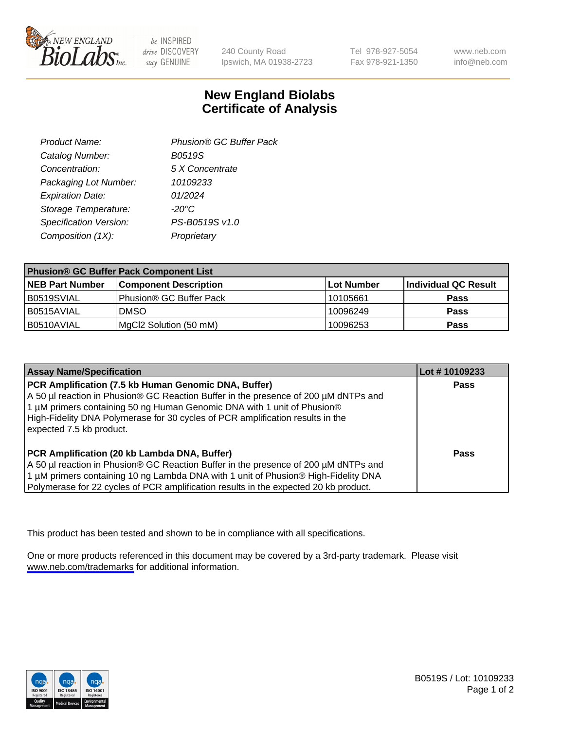NEW ENGLAND BioLabs Inc. — be INSPIRED drive DISCOVERY stay GENUINE

240 County Road
Ipswich, MA 01938-2723

Tel 978-927-5054
Fax 978-921-1350

www.neb.com
info@neb.com

# New England Biolabs
# Certificate of Analysis

| | |
|---|---|
| *Product Name:* | *Phusion® GC Buffer Pack* |
| *Catalog Number:* | *B0519S* |
| *Concentration:* | *5 X Concentrate* |
| *Packaging Lot Number:* | *10109233* |
| *Expiration Date:* | *01/2024* |
| *Storage Temperature:* | *-20°C* |
| *Specification Version:* | *PS-B0519S v1.0* |
| *Composition (1X):* | *Proprietary* |

| **Phusion® GC Buffer Pack Component List** | | | |
|---|---|---|---|
| **NEB Part Number** | **Component Description** | **Lot Number** | **Individual QC Result** |
| B0519SVIAL | Phusion® GC Buffer Pack | 10105661 | **Pass** |
| B0515AVIAL | DMSO | 10096249 | **Pass** |
| B0510AVIAL | MgCl2 Solution (50 mM) | 10096253 | **Pass** |

| **Assay Name/Specification** | **Lot # 10109233** |
|---|---|
| **PCR Amplification (7.5 kb Human Genomic DNA, Buffer)** A 50 µl reaction in Phusion® GC Reaction Buffer in the presence of 200 µM dNTPs and 1 µM primers containing 50 ng Human Genomic DNA with 1 unit of Phusion® High-Fidelity DNA Polymerase for 30 cycles of PCR amplification results in the expected 7.5 kb product. | **Pass** |
| **PCR Amplification (20 kb Lambda DNA, Buffer)** A 50 µl reaction in Phusion® GC Reaction Buffer in the presence of 200 µM dNTPs and 1 µM primers containing 10 ng Lambda DNA with 1 unit of Phusion® High-Fidelity DNA Polymerase for 22 cycles of PCR amplification results in the expected 20 kb product. | **Pass** |

This product has been tested and shown to be in compliance with all specifications.

One or more products referenced in this document may be covered by a 3rd-party trademark. Please visit www.neb.com/trademarks for additional information.

B0519S / Lot: 10109233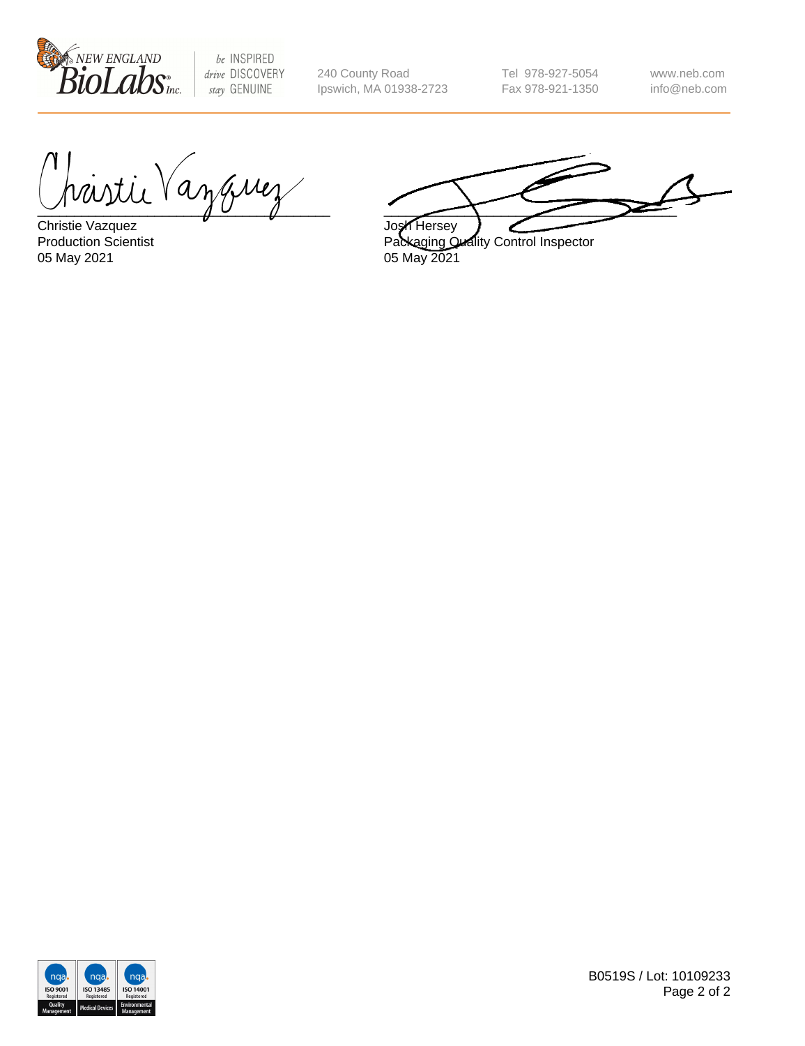Christie Vazquez
Production Scientist
05 May 2021

Josh Hersey
Packaging Quality Control Inspector
05 May 2021

B0519S / Lot: 10109233